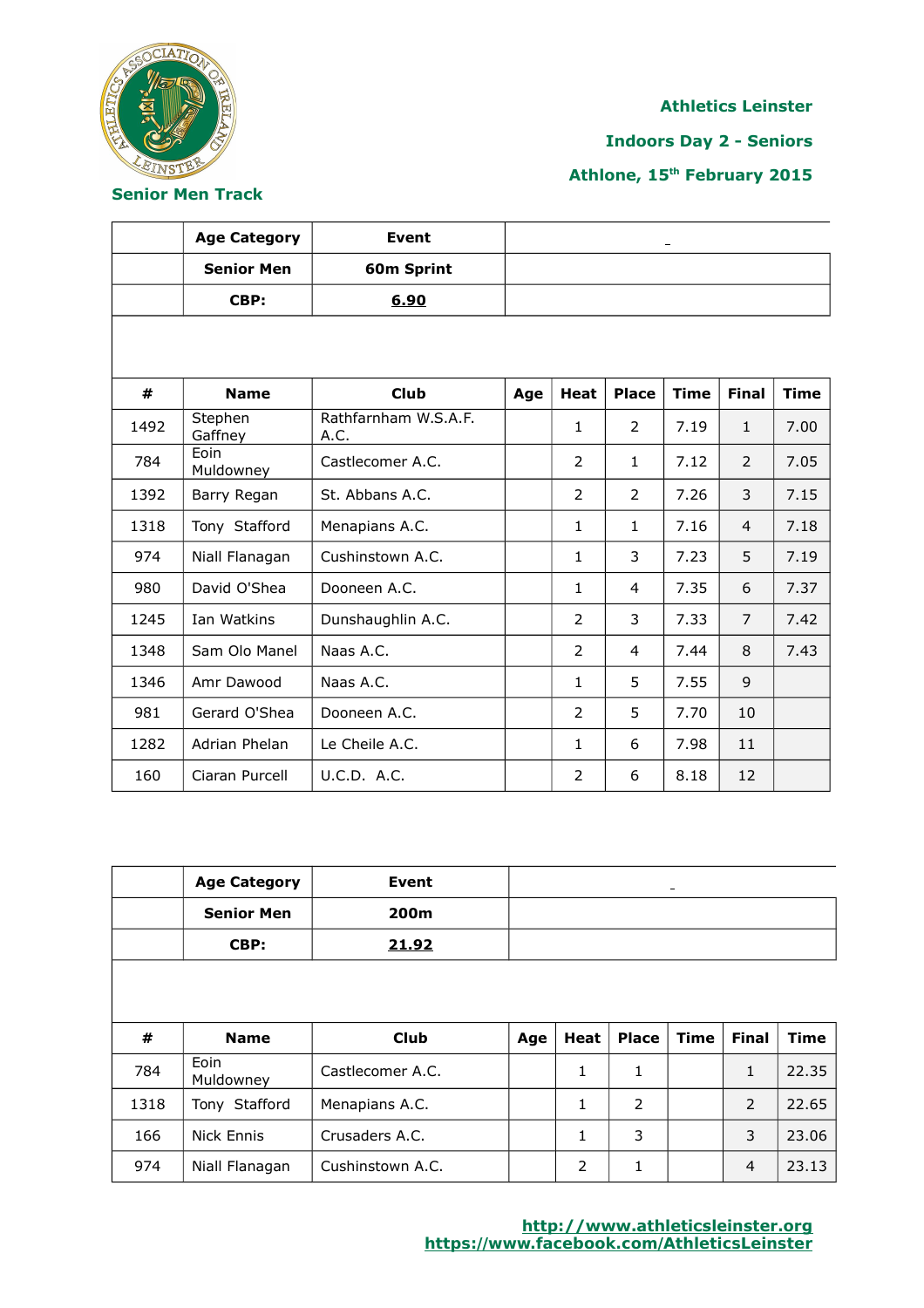**Athletics Leinster**

**Indoors Day 2 - Seniors**

**Athlone, 15th February 2015**

## Senior Men Track

| | Age Category | Event |
|---|---|---|
| | **Senior Men** | **60m Sprint** |
| | **CBP:** | **6.90** |

| # | Name | Club | Age | Heat | Place | Time | Final | Time |
|---|---|---|---|---|---|---|---|---|
| 1492 | Stephen Gaffney | Rathfarnham W.S.A.F. A.C. | | 1 | 2 | 7.19 | 1 | 7.00 |
| 784 | Eoin Muldowney | Castlecomer A.C. | | 2 | 1 | 7.12 | 2 | 7.05 |
| 1392 | Barry Regan | St. Abbans A.C. | | 2 | 2 | 7.26 | 3 | 7.15 |
| 1318 | Tony Stafford | Menapians A.C. | | 1 | 1 | 7.16 | 4 | 7.18 |
| 974 | Niall Flanagan | Cushinstown A.C. | | 1 | 3 | 7.23 | 5 | 7.19 |
| 980 | David O'Shea | Dooneen A.C. | | 1 | 4 | 7.35 | 6 | 7.37 |
| 1245 | Ian Watkins | Dunshaughlin A.C. | | 2 | 3 | 7.33 | 7 | 7.42 |
| 1348 | Sam Olo Manel | Naas A.C. | | 2 | 4 | 7.44 | 8 | 7.43 |
| 1346 | Amr Dawood | Naas A.C. | | 1 | 5 | 7.55 | 9 | |
| 981 | Gerard O'Shea | Dooneen A.C. | | 2 | 5 | 7.70 | 10 | |
| 1282 | Adrian Phelan | Le Cheile A.C. | | 1 | 6 | 7.98 | 11 | |
| 160 | Ciaran Purcell | U.C.D. A.C. | | 2 | 6 | 8.18 | 12 | |

| | Age Category | Event |
|---|---|---|
| | **Senior Men** | **200m** |
| | **CBP:** | **21.92** |

| # | Name | Club | Age | Heat | Place | Time | Final | Time |
|---|---|---|---|---|---|---|---|---|
| 784 | Eoin Muldowney | Castlecomer A.C. | | 1 | 1 | | 1 | 22.35 |
| 1318 | Tony Stafford | Menapians A.C. | | 1 | 2 | | 2 | 22.65 |
| 166 | Nick Ennis | Crusaders A.C. | | 1 | 3 | | 3 | 23.06 |
| 974 | Niall Flanagan | Cushinstown A.C. | | 2 | 1 | | 4 | 23.13 |

http://www.athleticsleinster.org
https://www.facebook.com/AthleticsLeinster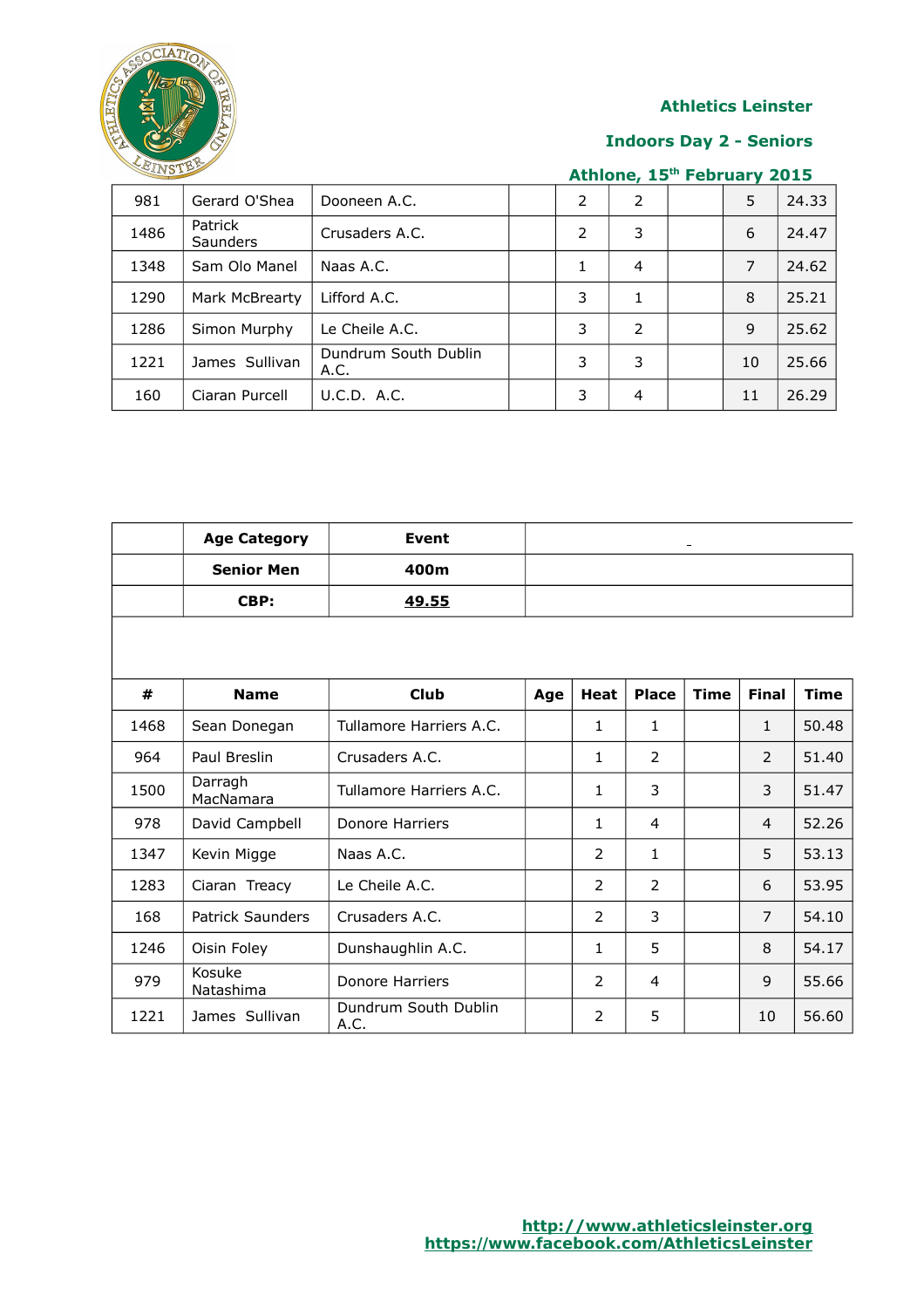| | | | | | | | | |
|---|---|---|---|---|---|---|---|---|
| 981 | Gerard O'Shea | Dooneen A.C. | | 2 | 2 | | 5 | 24.33 |
| 1486 | Patrick Saunders | Crusaders A.C. | | 2 | 3 | | 6 | 24.47 |
| 1348 | Sam Olo Manel | Naas A.C. | | 1 | 4 | | 7 | 24.62 |
| 1290 | Mark McBrearty | Lifford A.C. | | 3 | 1 | | 8 | 25.21 |
| 1286 | Simon Murphy | Le Cheile A.C. | | 3 | 2 | | 9 | 25.62 |
| 1221 | James Sullivan | Dundrum South Dublin A.C. | | 3 | 3 | | 10 | 25.66 |
| 160 | Ciaran Purcell | U.C.D. A.C. | | 3 | 4 | | 11 | 26.29 |

| | Age Category | Event | |
|---|---|---|---|
| | Senior Men | 400m | |
| | CBP: | 49.55 | |

| # | Name | Club | Age | Heat | Place | Time | Final | Time |
|---|---|---|---|---|---|---|---|---|
| 1468 | Sean Donegan | Tullamore Harriers A.C. | | 1 | 1 | | 1 | 50.48 |
| 964 | Paul Breslin | Crusaders A.C. | | 1 | 2 | | 2 | 51.40 |
| 1500 | Darragh MacNamara | Tullamore Harriers A.C. | | 1 | 3 | | 3 | 51.47 |
| 978 | David Campbell | Donore Harriers | | 1 | 4 | | 4 | 52.26 |
| 1347 | Kevin Migge | Naas A.C. | | 2 | 1 | | 5 | 53.13 |
| 1283 | Ciaran Treacy | Le Cheile A.C. | | 2 | 2 | | 6 | 53.95 |
| 168 | Patrick Saunders | Crusaders A.C. | | 2 | 3 | | 7 | 54.10 |
| 1246 | Oisin Foley | Dunshaughlin A.C. | | 1 | 5 | | 8 | 54.17 |
| 979 | Kosuke Natashima | Donore Harriers | | 2 | 4 | | 9 | 55.66 |
| 1221 | James Sullivan | Dundrum South Dublin A.C. | | 2 | 5 | | 10 | 56.60 |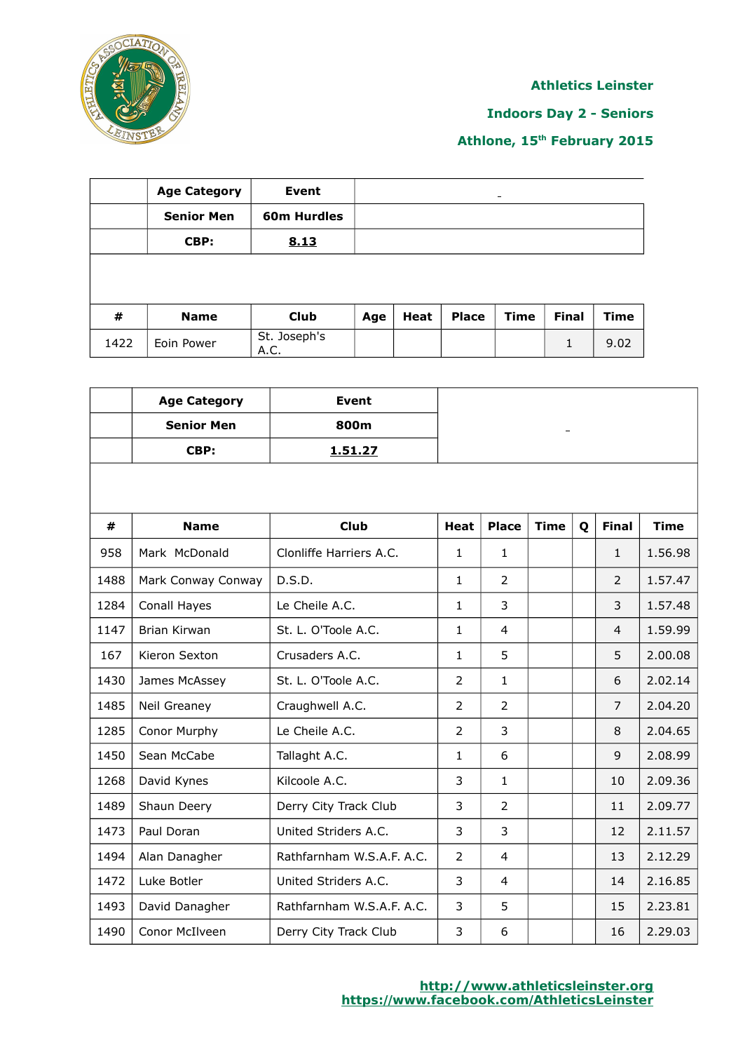**Athletics Leinster**

**Indoors Day 2 - Seniors**

**Athlone, 15th February 2015**

| | Age Category | Event | |
|---|---|---|---|
| | **Senior Men** | **60m Hurdles** | |
| | **CBP:** | **8.13** | |

| # | Name | Club | Age | Heat | Place | Time | Final | Time |
|---|---|---|---|---|---|---|---|---|
| 1422 | Eoin Power | St. Joseph's A.C. | | | | | 1 | 9.02 |

| | Age Category | Event | |
|---|---|---|---|
| | **Senior Men** | **800m** | |
| | **CBP:** | **1.51.27** | |

| # | Name | Club | Heat | Place | Time | Q | Final | Time |
|---|---|---|---|---|---|---|---|---|
| 958 | Mark McDonald | Clonliffe Harriers A.C. | 1 | 1 | | | 1 | 1.56.98 |
| 1488 | Mark Conway Conway | D.S.D. | 1 | 2 | | | 2 | 1.57.47 |
| 1284 | Conall Hayes | Le Cheile A.C. | 1 | 3 | | | 3 | 1.57.48 |
| 1147 | Brian Kirwan | St. L. O'Toole A.C. | 1 | 4 | | | 4 | 1.59.99 |
| 167 | Kieron Sexton | Crusaders A.C. | 1 | 5 | | | 5 | 2.00.08 |
| 1430 | James McAssey | St. L. O'Toole A.C. | 2 | 1 | | | 6 | 2.02.14 |
| 1485 | Neil Greaney | Craughwell A.C. | 2 | 2 | | | 7 | 2.04.20 |
| 1285 | Conor Murphy | Le Cheile A.C. | 2 | 3 | | | 8 | 2.04.65 |
| 1450 | Sean McCabe | Tallaght A.C. | 1 | 6 | | | 9 | 2.08.99 |
| 1268 | David Kynes | Kilcoole A.C. | 3 | 1 | | | 10 | 2.09.36 |
| 1489 | Shaun Deery | Derry City Track Club | 3 | 2 | | | 11 | 2.09.77 |
| 1473 | Paul Doran | United Striders A.C. | 3 | 3 | | | 12 | 2.11.57 |
| 1494 | Alan Danagher | Rathfarnham W.S.A.F. A.C. | 2 | 4 | | | 13 | 2.12.29 |
| 1472 | Luke Botler | United Striders A.C. | 3 | 4 | | | 14 | 2.16.85 |
| 1493 | David Danagher | Rathfarnham W.S.A.F. A.C. | 3 | 5 | | | 15 | 2.23.81 |
| 1490 | Conor McIlveen | Derry City Track Club | 3 | 6 | | | 16 | 2.29.03 |

**http://www.athleticsleinster.org**
**https://www.facebook.com/AthleticsLeinster**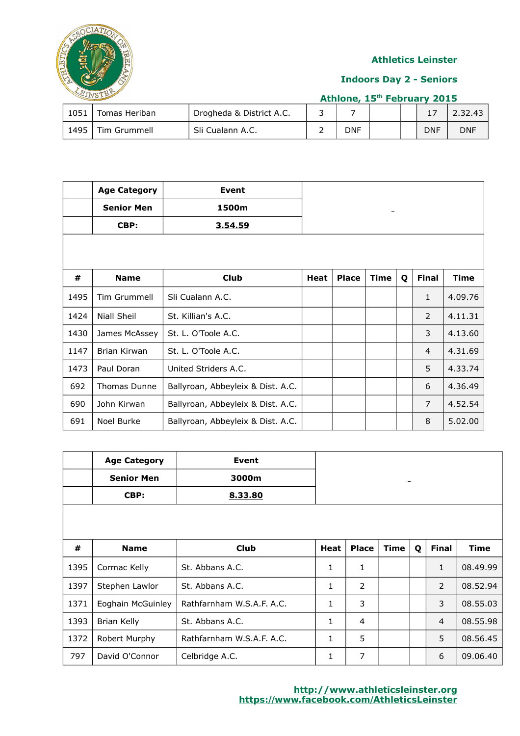Athletics Leinster

Indoors Day 2 - Seniors

Athlone, 15th February 2015

| | | | | | | | | |
|---|---|---|---|---|---|---|---|---|
| 1051 | Tomas Heriban | Drogheda & District A.C. | 3 | 7 | | | 17 | 2.32.43 |
| 1495 | Tim Grummell | Sli Cualann A.C. | 2 | DNF | | | DNF | DNF |

| | Age Category | Event |
|---|---|---|
| | Senior Men | 1500m |
| | CBP: | 3.54.59 |

| # | Name | Club | Heat | Place | Time | Q | Final | Time |
|---|---|---|---|---|---|---|---|---|
| 1495 | Tim Grummell | Sli Cualann A.C. | | | | | 1 | 4.09.76 |
| 1424 | Niall Sheil | St. Killian's A.C. | | | | | 2 | 4.11.31 |
| 1430 | James McAssey | St. L. O'Toole A.C. | | | | | 3 | 4.13.60 |
| 1147 | Brian Kirwan | St. L. O'Toole A.C. | | | | | 4 | 4.31.69 |
| 1473 | Paul Doran | United Striders A.C. | | | | | 5 | 4.33.74 |
| 692 | Thomas Dunne | Ballyroan, Abbeyleix & Dist. A.C. | | | | | 6 | 4.36.49 |
| 690 | John Kirwan | Ballyroan, Abbeyleix & Dist. A.C. | | | | | 7 | 4.52.54 |
| 691 | Noel Burke | Ballyroan, Abbeyleix & Dist. A.C. | | | | | 8 | 5.02.00 |

| | Age Category | Event |
|---|---|---|
| | Senior Men | 3000m |
| | CBP: | 8.33.80 |

| # | Name | Club | Heat | Place | Time | Q | Final | Time |
|---|---|---|---|---|---|---|---|---|
| 1395 | Cormac Kelly | St. Abbans A.C. | 1 | 1 | | | 1 | 08.49.99 |
| 1397 | Stephen Lawlor | St. Abbans A.C. | 1 | 2 | | | 2 | 08.52.94 |
| 1371 | Eoghain McGuinley | Rathfarnham W.S.A.F. A.C. | 1 | 3 | | | 3 | 08.55.03 |
| 1393 | Brian Kelly | St. Abbans A.C. | 1 | 4 | | | 4 | 08.55.98 |
| 1372 | Robert Murphy | Rathfarnham W.S.A.F. A.C. | 1 | 5 | | | 5 | 08.56.45 |
| 797 | David O'Connor | Celbridge A.C. | 1 | 7 | | | 6 | 09.06.40 |

http://www.athleticsleinster.org
https://www.facebook.com/AthleticsLeinster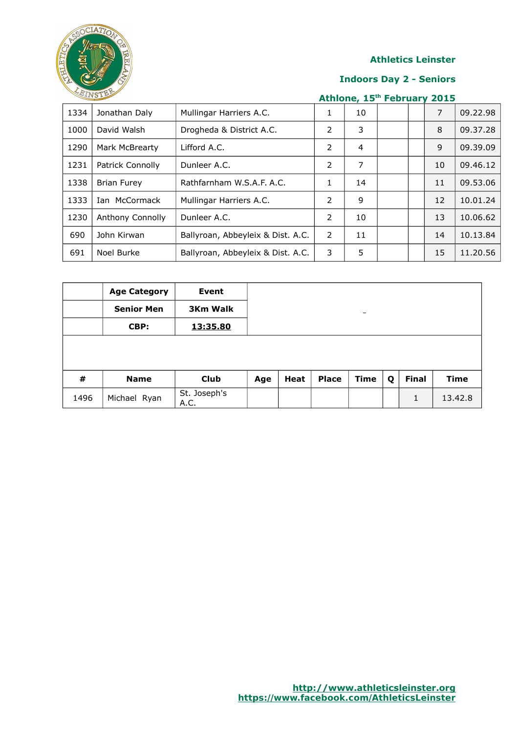**Athletics Leinster**

**Indoors Day 2 - Seniors**

**Athlone, 15th February 2015**

| | | | | | | | | |
|---|---|---|---|---|---|---|---|---|
| 1334 | Jonathan Daly | Mullingar Harriers A.C. | 1 | 10 | | | 7 | 09.22.98 |
| 1000 | David Walsh | Drogheda & District A.C. | 2 | 3 | | | 8 | 09.37.28 |
| 1290 | Mark McBrearty | Lifford A.C. | 2 | 4 | | | 9 | 09.39.09 |
| 1231 | Patrick Connolly | Dunleer A.C. | 2 | 7 | | | 10 | 09.46.12 |
| 1338 | Brian Furey | Rathfarnham W.S.A.F. A.C. | 1 | 14 | | | 11 | 09.53.06 |
| 1333 | Ian McCormack | Mullingar Harriers A.C. | 2 | 9 | | | 12 | 10.01.24 |
| 1230 | Anthony Connolly | Dunleer A.C. | 2 | 10 | | | 13 | 10.06.62 |
| 690 | John Kirwan | Ballyroan, Abbeyleix & Dist. A.C. | 2 | 11 | | | 14 | 10.13.84 |
| 691 | Noel Burke | Ballyroan, Abbeyleix & Dist. A.C. | 3 | 5 | | | 15 | 11.20.56 |

| | Age Category | Event |
|---|---|---|
| | Senior Men | 3Km Walk |
| | CBP: | 13:35.80 |

| # | Name | Club | Age | Heat | Place | Time | Q | Final | Time |
|---|---|---|---|---|---|---|---|---|---|
| 1496 | Michael Ryan | St. Joseph's A.C. | | | | | | 1 | 13.42.8 |

http://www.athleticsleinster.org
https://www.facebook.com/AthleticsLeinster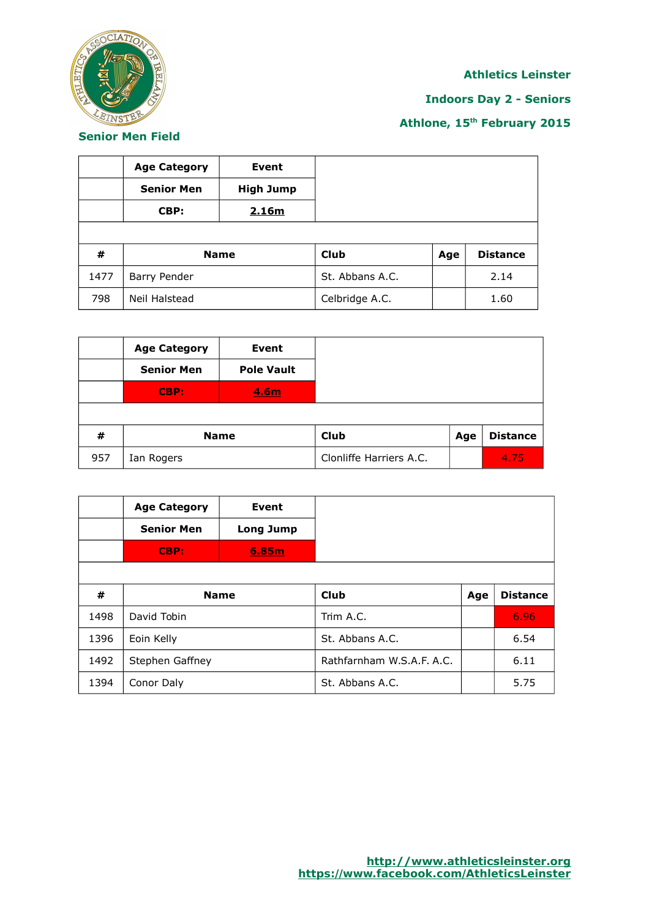Athletics Leinster

Indoors Day 2 - Seniors

Athlone, 15th February 2015

## Senior Men Field

| | Age Category | Event | | | |
|---|---|---|---|---|---|
| | Senior Men | High Jump | | | |
| | CBP: | 2.16m | | | |
| | | | | | |
| # | Name | | Club | Age | Distance |
| 1477 | Barry Pender | | St. Abbans A.C. | | 2.14 |
| 798 | Neil Halstead | | Celbridge A.C. | | 1.60 |

| | Age Category | Event | | | |
|---|---|---|---|---|---|
| | Senior Men | Pole Vault | | | |
| | CBP: | 4.6m | | | |
| | | | | | |
| # | Name | | Club | Age | Distance |
| 957 | Ian Rogers | | Clonliffe Harriers A.C. | | 4.75 |

| | Age Category | Event | | | |
|---|---|---|---|---|---|
| | Senior Men | Long Jump | | | |
| | CBP: | 6.85m | | | |
| | | | | | |
| # | Name | | Club | Age | Distance |
| 1498 | David Tobin | | Trim A.C. | | 6.96 |
| 1396 | Eoin Kelly | | St. Abbans A.C. | | 6.54 |
| 1492 | Stephen Gaffney | | Rathfarnham W.S.A.F. A.C. | | 6.11 |
| 1394 | Conor Daly | | St. Abbans A.C. | | 5.75 |

http://www.athleticsleinster.org
https://www.facebook.com/AthleticsLeinster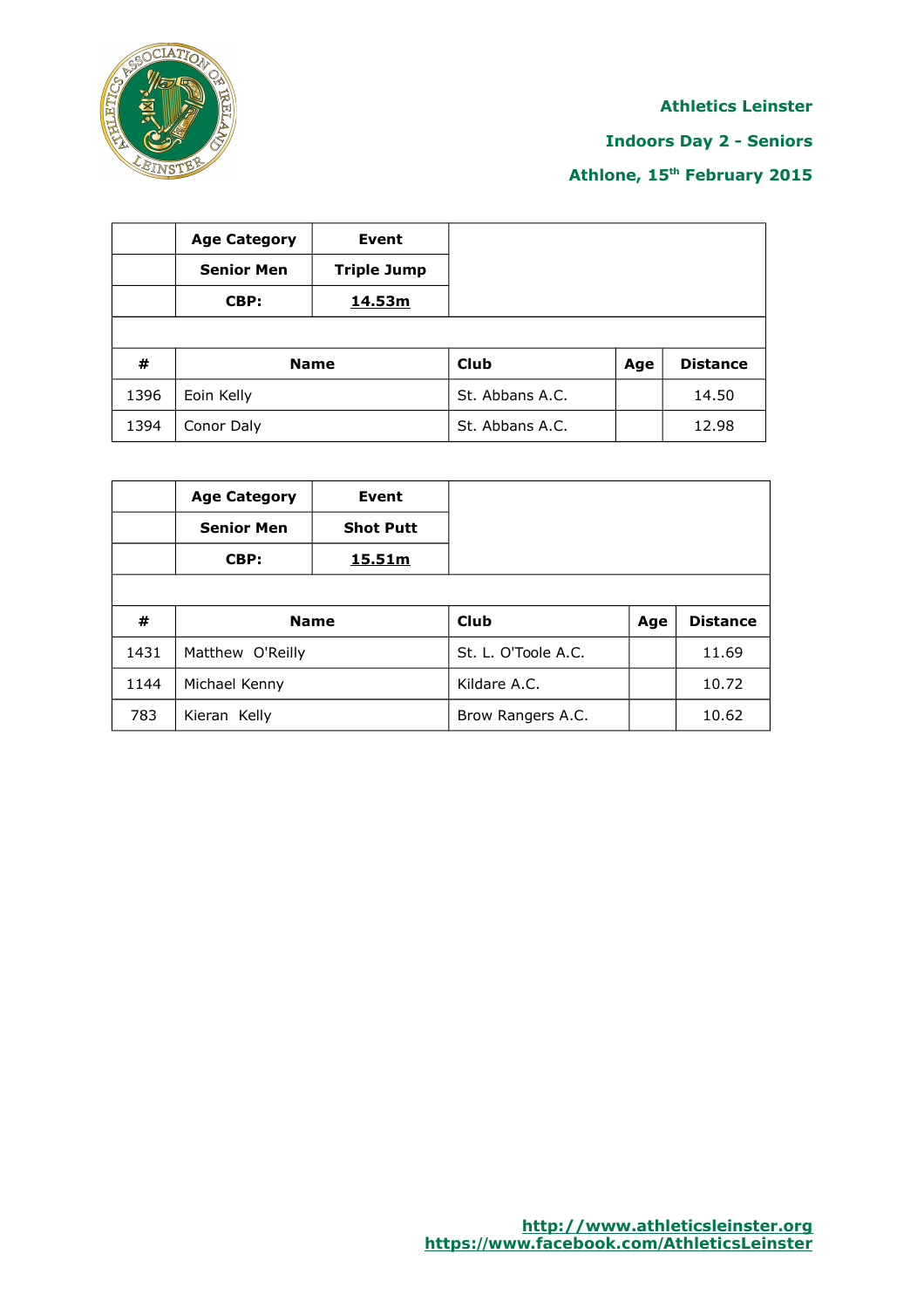**Athletics Leinster**

**Indoors Day 2 - Seniors**

**Athlone, 15th February 2015**

| | Age Category | Event | | | |
|---|---|---|---|---|---|
| | **Senior Men** | **Triple Jump** | | | |
| | **CBP:** | **14.53m** | | | |
| **#** | **Name** | | **Club** | **Age** | **Distance** |
| 1396 | Eoin Kelly | | St. Abbans A.C. | | 14.50 |
| 1394 | Conor Daly | | St. Abbans A.C. | | 12.98 |

| | Age Category | Event | | | |
|---|---|---|---|---|---|
| | **Senior Men** | **Shot Putt** | | | |
| | **CBP:** | **15.51m** | | | |
| **#** | **Name** | | **Club** | **Age** | **Distance** |
| 1431 | Matthew O'Reilly | | St. L. O'Toole A.C. | | 11.69 |
| 1144 | Michael Kenny | | Kildare A.C. | | 10.72 |
| 783 | Kieran Kelly | | Brow Rangers A.C. | | 10.62 |

http://www.athleticsleinster.org
https://www.facebook.com/AthleticsLeinster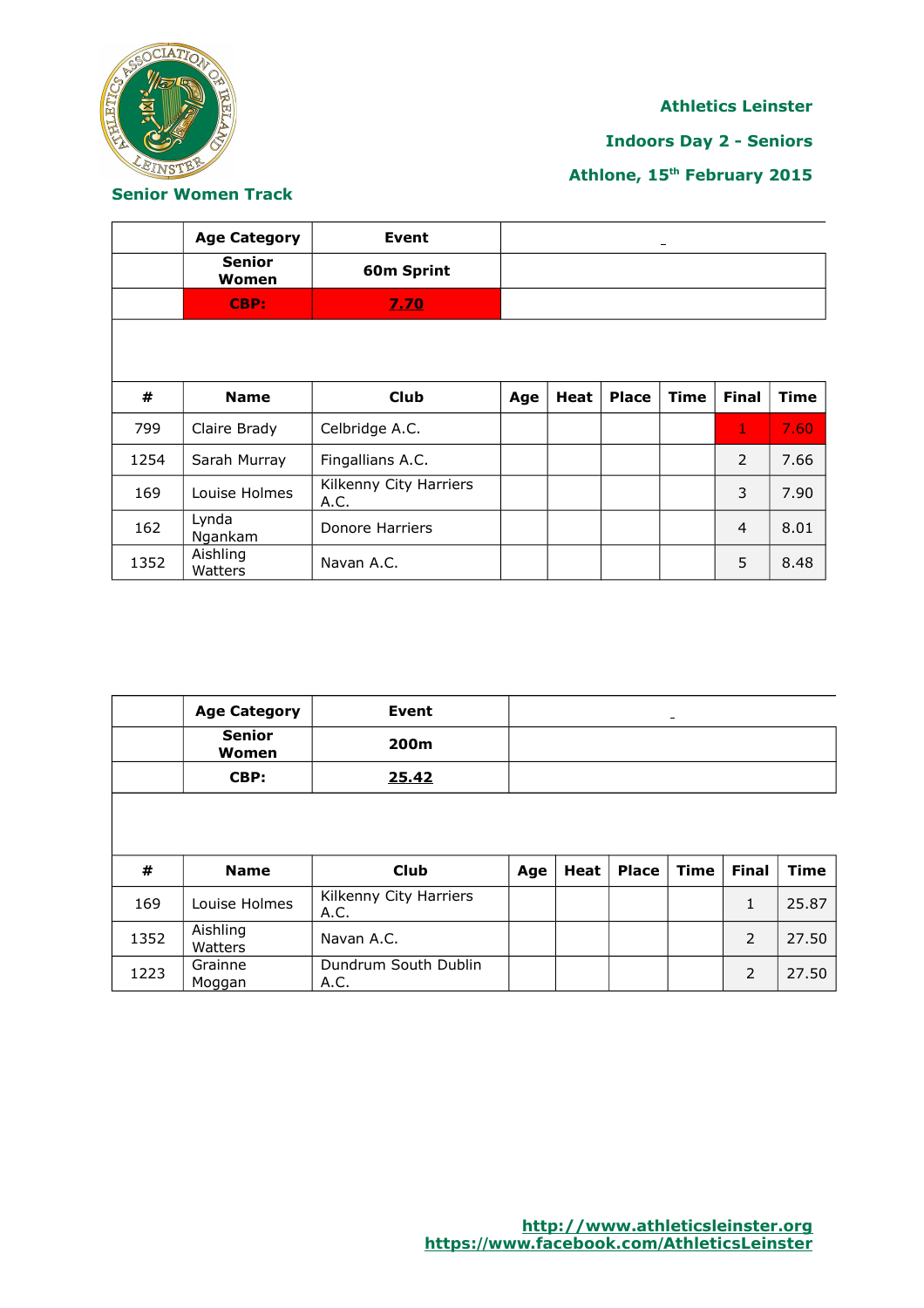Athletics Leinster

Indoors Day 2 - Seniors

Athlone, 15th February 2015

## Senior Women Track

| | Age Category | Event | |
|---|---|---|---|
| | **Senior Women** | **60m Sprint** | |
| | **CBP:** | **7.70** | |

| # | Name | Club | Age | Heat | Place | Time | Final | Time |
|---|---|---|---|---|---|---|---|---|
| 799 | Claire Brady | Celbridge A.C. | | | | | 1 | 7.60 |
| 1254 | Sarah Murray | Fingallians A.C. | | | | | 2 | 7.66 |
| 169 | Louise Holmes | Kilkenny City Harriers A.C. | | | | | 3 | 7.90 |
| 162 | Lynda Ngankam | Donore Harriers | | | | | 4 | 8.01 |
| 1352 | Aishling Watters | Navan A.C. | | | | | 5 | 8.48 |

| | Age Category | Event | |
|---|---|---|---|
| | **Senior Women** | **200m** | |
| | **CBP:** | **25.42** | |

| # | Name | Club | Age | Heat | Place | Time | Final | Time |
|---|---|---|---|---|---|---|---|---|
| 169 | Louise Holmes | Kilkenny City Harriers A.C. | | | | | 1 | 25.87 |
| 1352 | Aishling Watters | Navan A.C. | | | | | 2 | 27.50 |
| 1223 | Grainne Moggan | Dundrum South Dublin A.C. | | | | | 2 | 27.50 |

http://www.athleticsleinster.org
https://www.facebook.com/AthleticsLeinster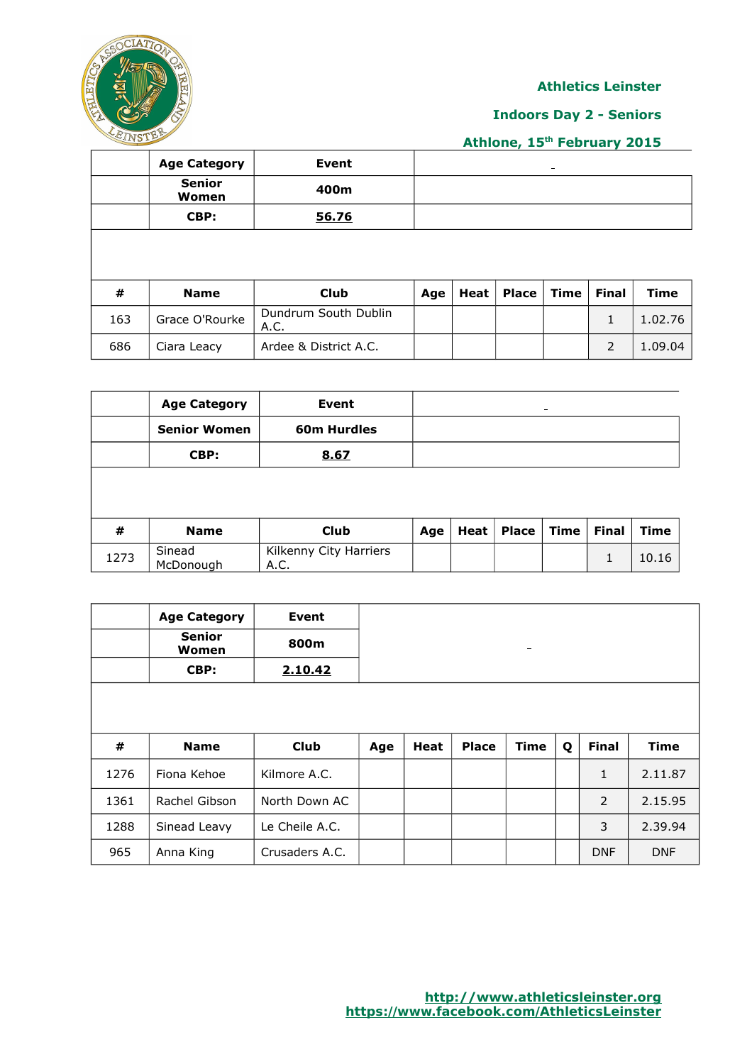**Athletics Leinster**

**Indoors Day 2 - Seniors**

**Athlone, 15th February 2015**

| | Age Category | Event | |
|---|---|---|---|
| | **Senior Women** | **400m** | |
| | **CBP:** | **56.76** | |

| # | Name | Club | Age | Heat | Place | Time | Final | Time |
|---|---|---|---|---|---|---|---|---|
| 163 | Grace O'Rourke | Dundrum South Dublin A.C. | | | | | 1 | 1.02.76 |
| 686 | Ciara Leacy | Ardee & District A.C. | | | | | 2 | 1.09.04 |

| | Age Category | Event | |
|---|---|---|---|
| | **Senior Women** | **60m Hurdles** | |
| | **CBP:** | **8.67** | |

| # | Name | Club | Age | Heat | Place | Time | Final | Time |
|---|---|---|---|---|---|---|---|---|
| 1273 | Sinead McDonough | Kilkenny City Harriers A.C. | | | | | 1 | 10.16 |

| | Age Category | Event | |
|---|---|---|---|
| | **Senior Women** | **800m** | |
| | **CBP:** | **2.10.42** | |

| # | Name | Club | Age | Heat | Place | Time | Q | Final | Time |
|---|---|---|---|---|---|---|---|---|---|
| 1276 | Fiona Kehoe | Kilmore A.C. | | | | | | 1 | 2.11.87 |
| 1361 | Rachel Gibson | North Down AC | | | | | | 2 | 2.15.95 |
| 1288 | Sinead Leavy | Le Cheile A.C. | | | | | | 3 | 2.39.94 |
| 965 | Anna King | Crusaders A.C. | | | | | | DNF | DNF |

http://www.athleticsleinster.org
https://www.facebook.com/AthleticsLeinster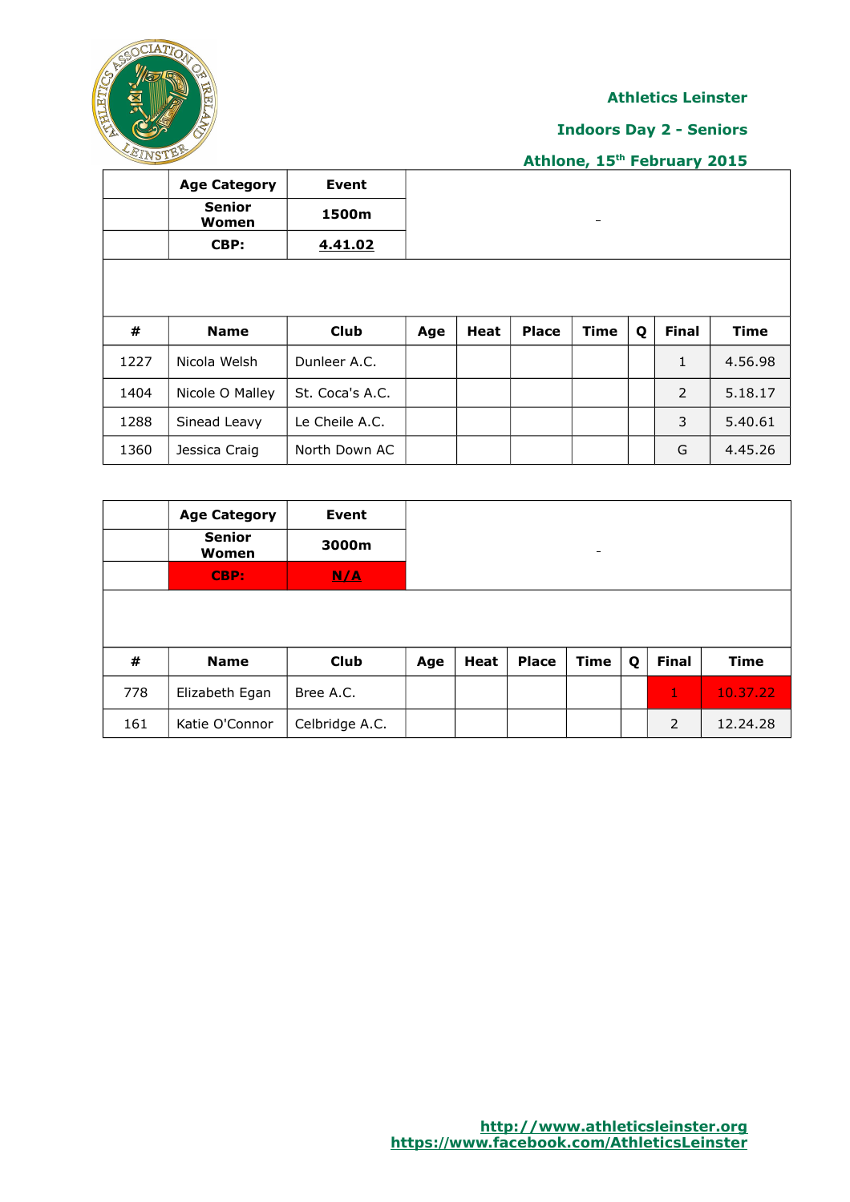**Athletics Leinster**

**Indoors Day 2 - Seniors**

**Athlone, 15th February 2015**

| | Age Category | Event |
|---|---|---|
| | **Senior Women** | **1500m** |
| | **CBP:** | **4.41.02** |

-

| # | Name | Club | Age | Heat | Place | Time | Q | Final | Time |
|---|---|---|---|---|---|---|---|---|---|
| 1227 | Nicola Welsh | Dunleer A.C. | | | | | | 1 | 4.56.98 |
| 1404 | Nicole O Malley | St. Coca's A.C. | | | | | | 2 | 5.18.17 |
| 1288 | Sinead Leavy | Le Cheile A.C. | | | | | | 3 | 5.40.61 |
| 1360 | Jessica Craig | North Down AC | | | | | | G | 4.45.26 |

| | Age Category | Event |
|---|---|---|
| | **Senior Women** | **3000m** |
| | **CBP:** | **N/A** |

-

| # | Name | Club | Age | Heat | Place | Time | Q | Final | Time |
|---|---|---|---|---|---|---|---|---|---|
| 778 | Elizabeth Egan | Bree A.C. | | | | | | 1 | 10.37.22 |
| 161 | Katie O'Connor | Celbridge A.C. | | | | | | 2 | 12.24.28 |

**http://www.athleticsleinster.org**
**https://www.facebook.com/AthleticsLeinster**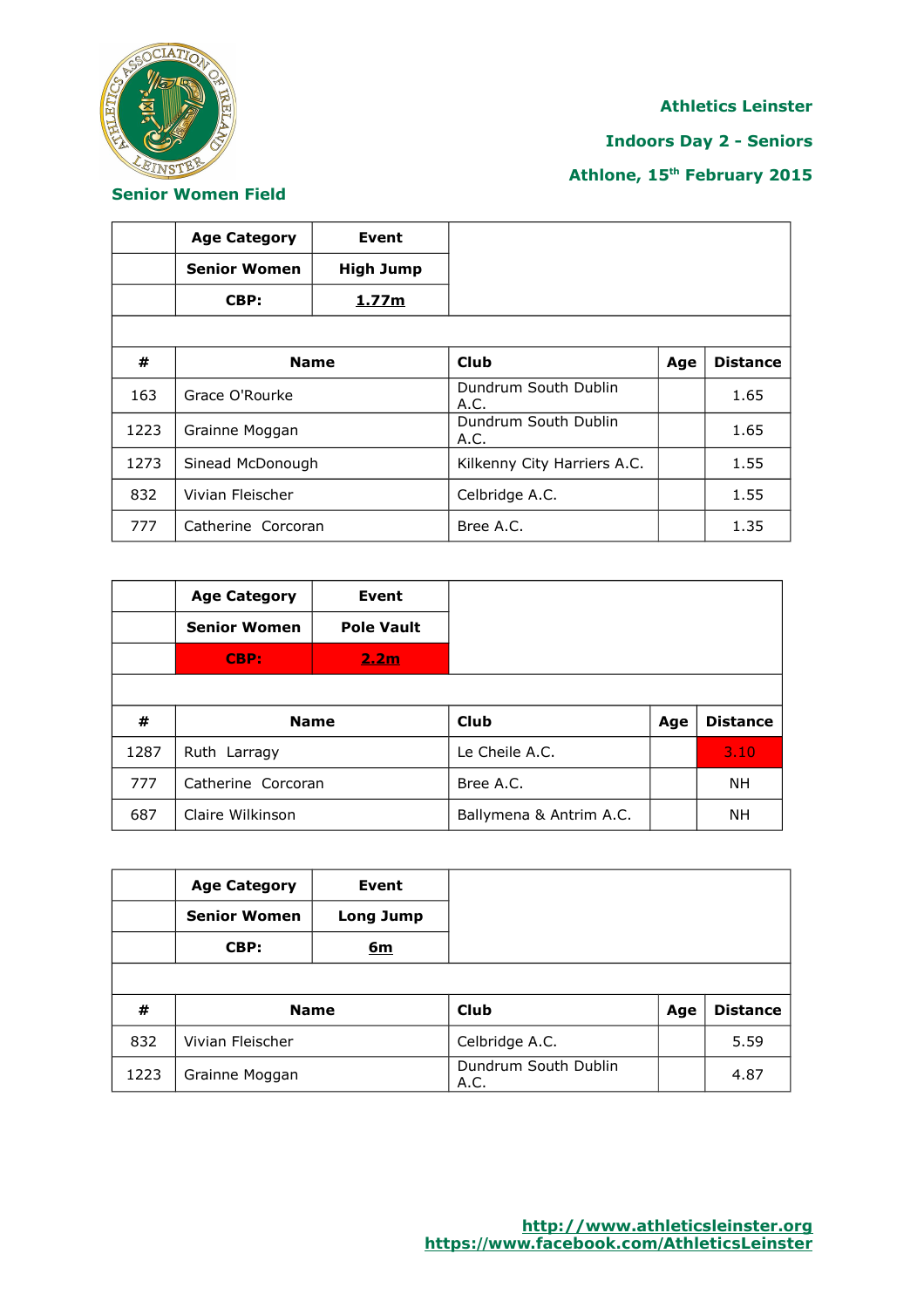Athletics Leinster

Indoors Day 2 - Seniors

Athlone, 15th February 2015

## Senior Women Field

| | Age Category | Event | | | |
|---|---|---|---|---|---|
| | Senior Women | High Jump | | | |
| | CBP: | 1.77m | | | |
| # | Name | Club | | Age | Distance |
| 163 | Grace O'Rourke | Dundrum South Dublin A.C. | | | 1.65 |
| 1223 | Grainne Moggan | Dundrum South Dublin A.C. | | | 1.65 |
| 1273 | Sinead McDonough | Kilkenny City Harriers A.C. | | | 1.55 |
| 832 | Vivian Fleischer | Celbridge A.C. | | | 1.55 |
| 777 | Catherine Corcoran | Bree A.C. | | | 1.35 |

| | Age Category | Event | | | |
|---|---|---|---|---|---|
| | Senior Women | Pole Vault | | | |
| | CBP: | 2.2m | | | |
| # | Name | Club | | Age | Distance |
| 1287 | Ruth Larragy | Le Cheile A.C. | | | 3.10 |
| 777 | Catherine Corcoran | Bree A.C. | | | NH |
| 687 | Claire Wilkinson | Ballymena & Antrim A.C. | | | NH |

| | Age Category | Event | | | |
|---|---|---|---|---|---|
| | Senior Women | Long Jump | | | |
| | CBP: | 6m | | | |
| # | Name | Club | | Age | Distance |
| 832 | Vivian Fleischer | Celbridge A.C. | | | 5.59 |
| 1223 | Grainne Moggan | Dundrum South Dublin A.C. | | | 4.87 |

http://www.athleticsleinster.org
https://www.facebook.com/AthleticsLeinster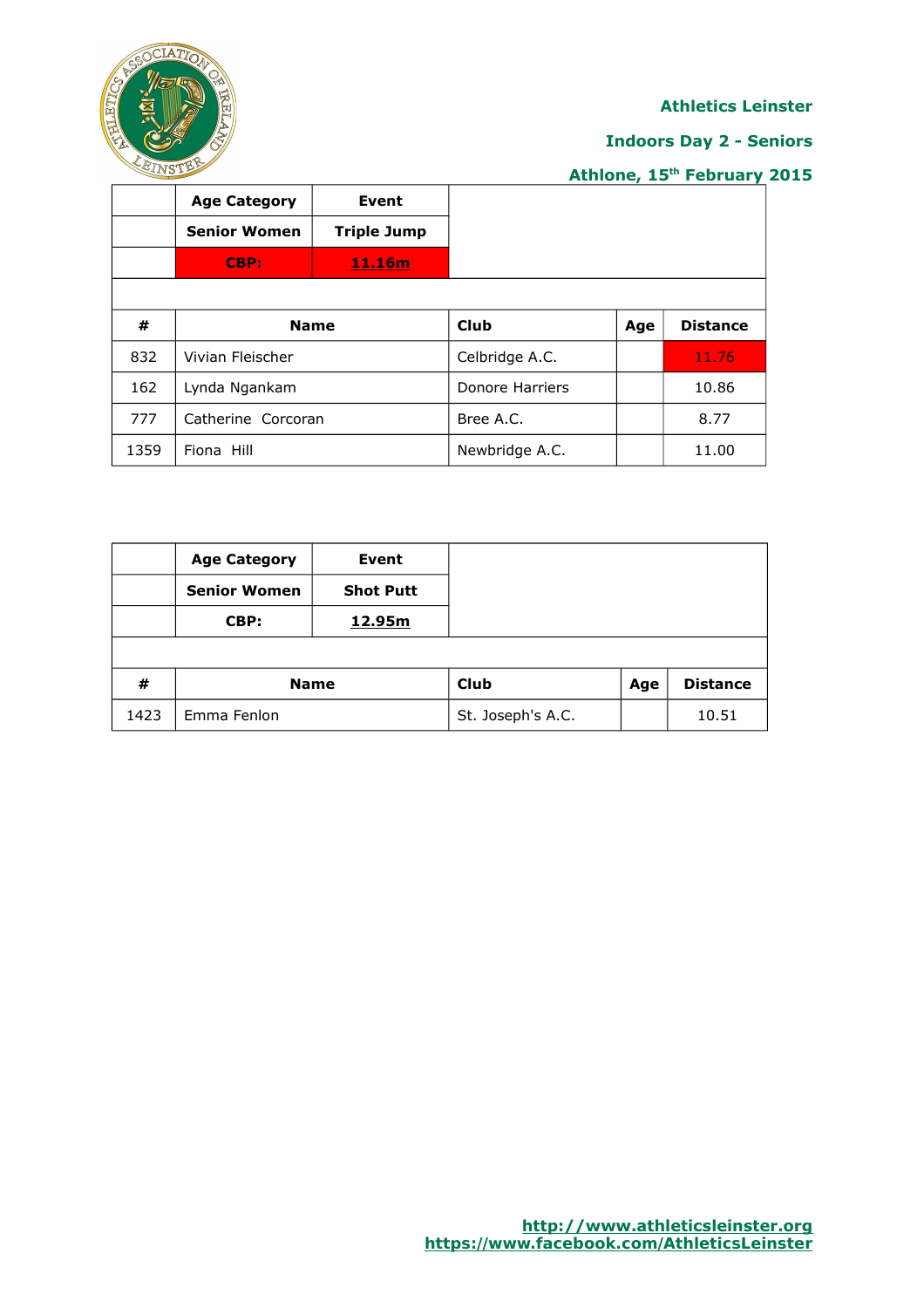Athletics Leinster

Indoors Day 2 - Seniors

Athlone, 15th February 2015

| | Age Category | Event |
|---|---|---|
| | Senior Women | Triple Jump |
| | CBP: | 11.16m |

| # | Name | Club | Age | Distance |
|---|---|---|---|---|
| 832 | Vivian Fleischer | Celbridge A.C. | | 11.76 |
| 162 | Lynda Ngankam | Donore Harriers | | 10.86 |
| 777 | Catherine Corcoran | Bree A.C. | | 8.77 |
| 1359 | Fiona Hill | Newbridge A.C. | | 11.00 |

| | Age Category | Event |
|---|---|---|
| | Senior Women | Shot Putt |
| | CBP: | 12.95m |

| # | Name | Club | Age | Distance |
|---|---|---|---|---|
| 1423 | Emma Fenlon | St. Joseph's A.C. | | 10.51 |

http://www.athleticsleinster.org
https://www.facebook.com/AthleticsLeinster